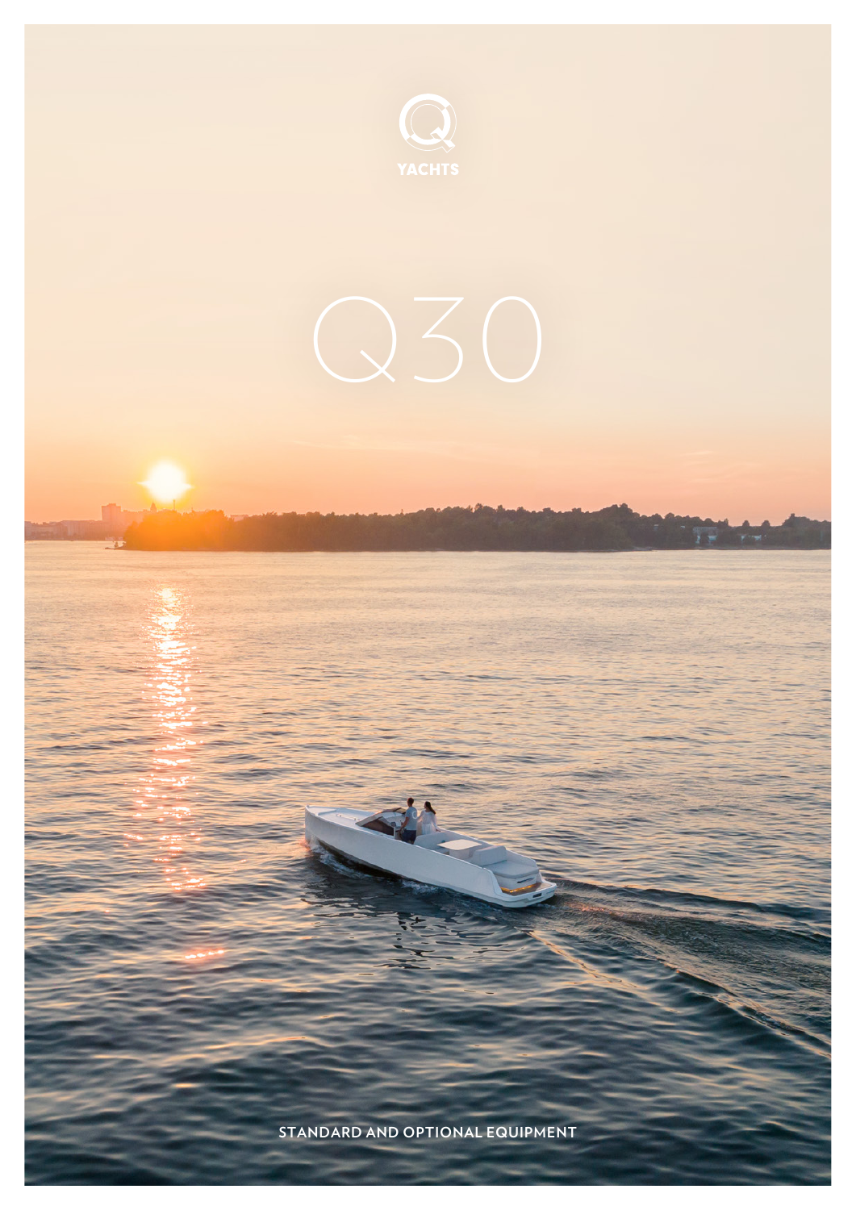Q YACHTS

# Q30

STANDARD AND OPTIONAL EQUIPMENT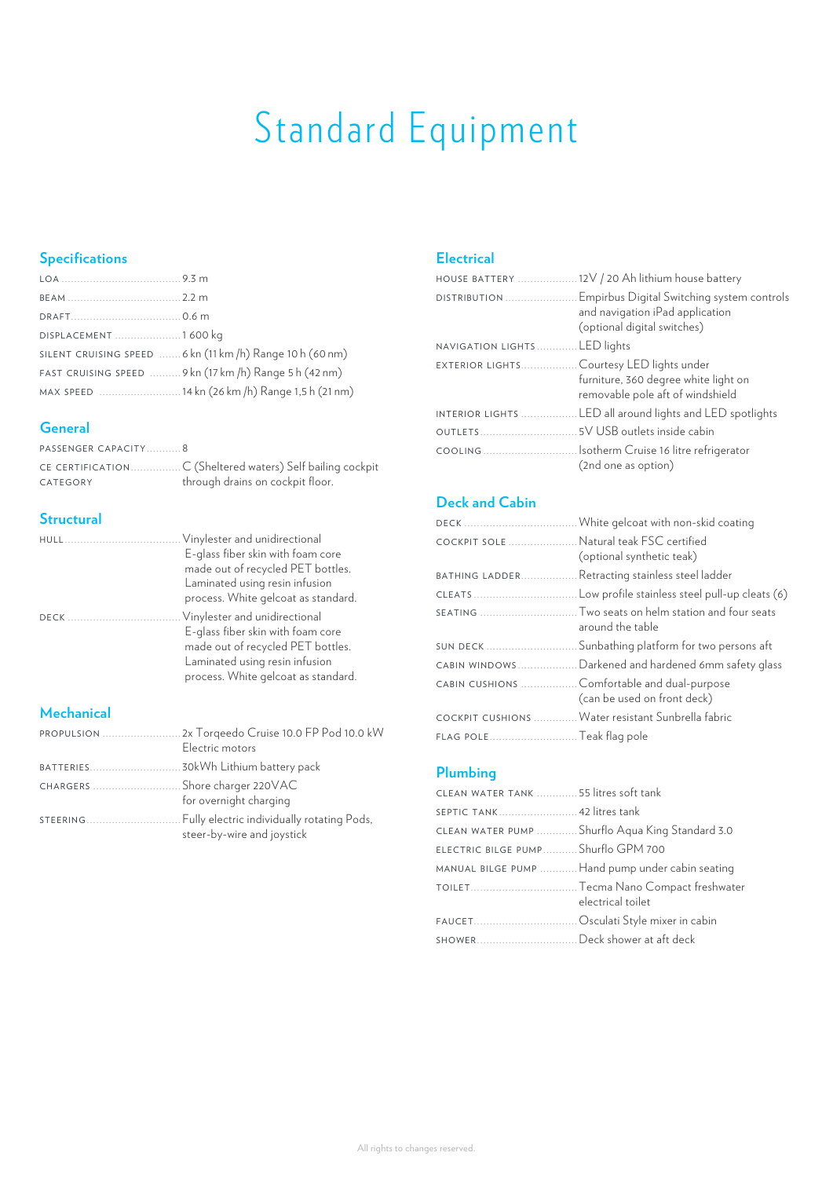# Standard Equipment

## Specifications

| | |
|---|---|
| LOA | 9.3 m |
| BEAM | 2.2 m |
| DRAFT | 0.6 m |
| DISPLACEMENT | 1 600 kg |
| SILENT CRUISING SPEED | 6 kn (11 km /h) Range 10 h (60 nm) |
| FAST CRUISING SPEED | 9 kn (17 km /h) Range 5 h (42 nm) |
| MAX SPEED | 14 kn (26 km /h) Range 1,5 h (21 nm) |

## General

| | |
|---|---|
| PASSENGER CAPACITY | 8 |
| CE CERTIFICATION CATEGORY | C (Sheltered waters) Self bailing cockpit through drains on cockpit floor. |

## Structural

| | |
|---|---|
| HULL | Vinylester and unidirectional E-glass fiber skin with foam core made out of recycled PET bottles. Laminated using resin infusion process. White gelcoat as standard. |
| DECK | Vinylester and unidirectional E-glass fiber skin with foam core made out of recycled PET bottles. Laminated using resin infusion process. White gelcoat as standard. |

## Mechanical

| | |
|---|---|
| PROPULSION | 2x Torqeedo Cruise 10.0 FP Pod 10.0 kW Electric motors |
| BATTERIES | 30kWh Lithium battery pack |
| CHARGERS | Shore charger 220VAC for overnight charging |
| STEERING | Fully electric individually rotating Pods, steer-by-wire and joystick |

## Electrical

| | |
|---|---|
| HOUSE BATTERY | 12V / 20 Ah lithium house battery |
| DISTRIBUTION | Empirbus Digital Switching system controls and navigation iPad application (optional digital switches) |
| NAVIGATION LIGHTS | LED lights |
| EXTERIOR LIGHTS | Courtesy LED lights under furniture, 360 degree white light on removable pole aft of windshield |
| INTERIOR LIGHTS | LED all around lights and LED spotlights |
| OUTLETS | 5V USB outlets inside cabin |
| COOLING | Isotherm Cruise 16 litre refrigerator (2nd one as option) |

## Deck and Cabin

| | |
|---|---|
| DECK | White gelcoat with non-skid coating |
| COCKPIT SOLE | Natural teak FSC certified (optional synthetic teak) |
| BATHING LADDER | Retracting stainless steel ladder |
| CLEATS | Low profile stainless steel pull-up cleats (6) |
| SEATING | Two seats on helm station and four seats around the table |
| SUN DECK | Sunbathing platform for two persons aft |
| CABIN WINDOWS | Darkened and hardened 6mm safety glass |
| CABIN CUSHIONS | Comfortable and dual-purpose (can be used on front deck) |
| COCKPIT CUSHIONS | Water resistant Sunbrella fabric |
| FLAG POLE | Teak flag pole |

## Plumbing

| | |
|---|---|
| CLEAN WATER TANK | 55 litres soft tank |
| SEPTIC TANK | 42 litres tank |
| CLEAN WATER PUMP | Shurflo Aqua King Standard 3.0 |
| ELECTRIC BILGE PUMP | Shurflo GPM 700 |
| MANUAL BILGE PUMP | Hand pump under cabin seating |
| TOILET | Tecma Nano Compact freshwater electrical toilet |
| FAUCET | Osculati Style mixer in cabin |
| SHOWER | Deck shower at aft deck |

All rights to changes reserved.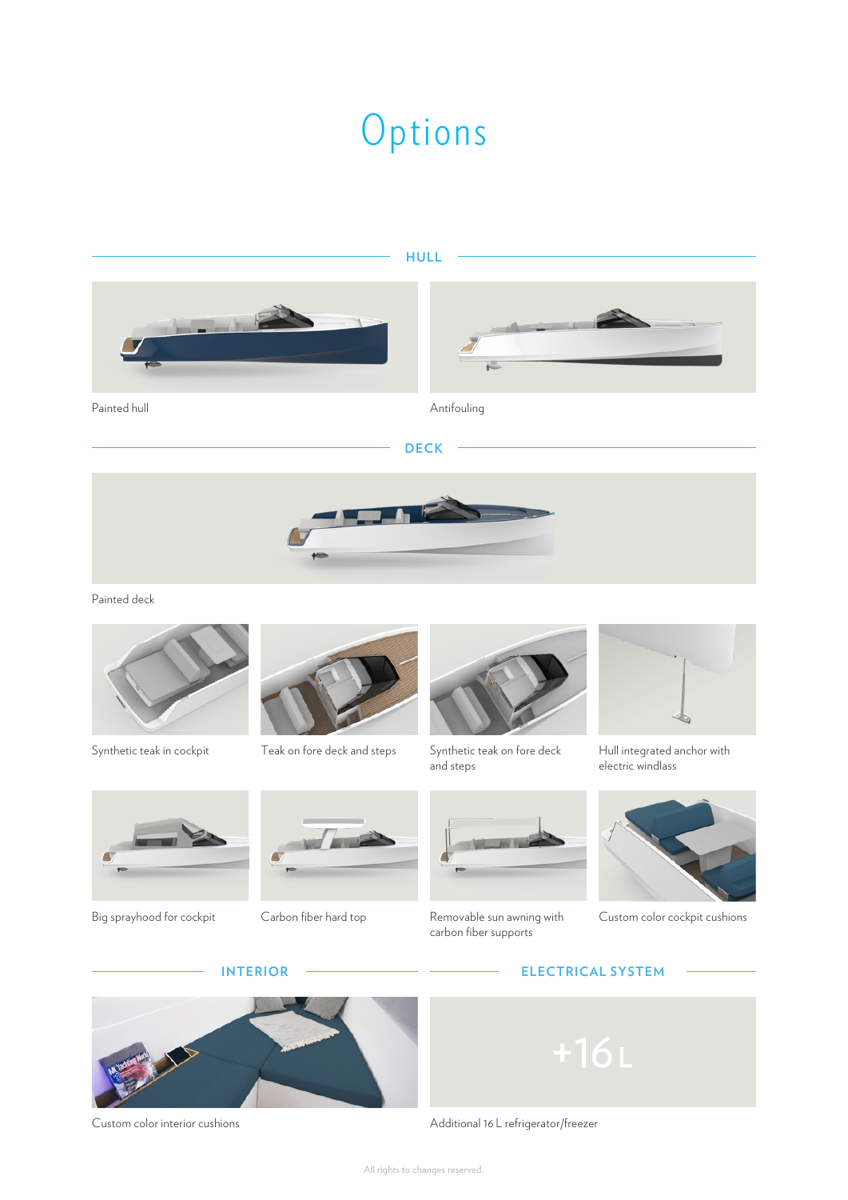# Options

## HULL

Painted hull

Antifouling

## DECK

Painted deck

Synthetic teak in cockpit

Teak on fore deck and steps

Synthetic teak on fore deck and steps

Hull integrated anchor with electric windlass

Big sprayhood for cockpit

Carbon fiber hard top

Removable sun awning with carbon fiber supports

Custom color cockpit cushions

## INTERIOR

Custom color interior cushions

## ELECTRICAL SYSTEM

+16 L

Additional 16 L refrigerator/freezer

All rights to changes reserved.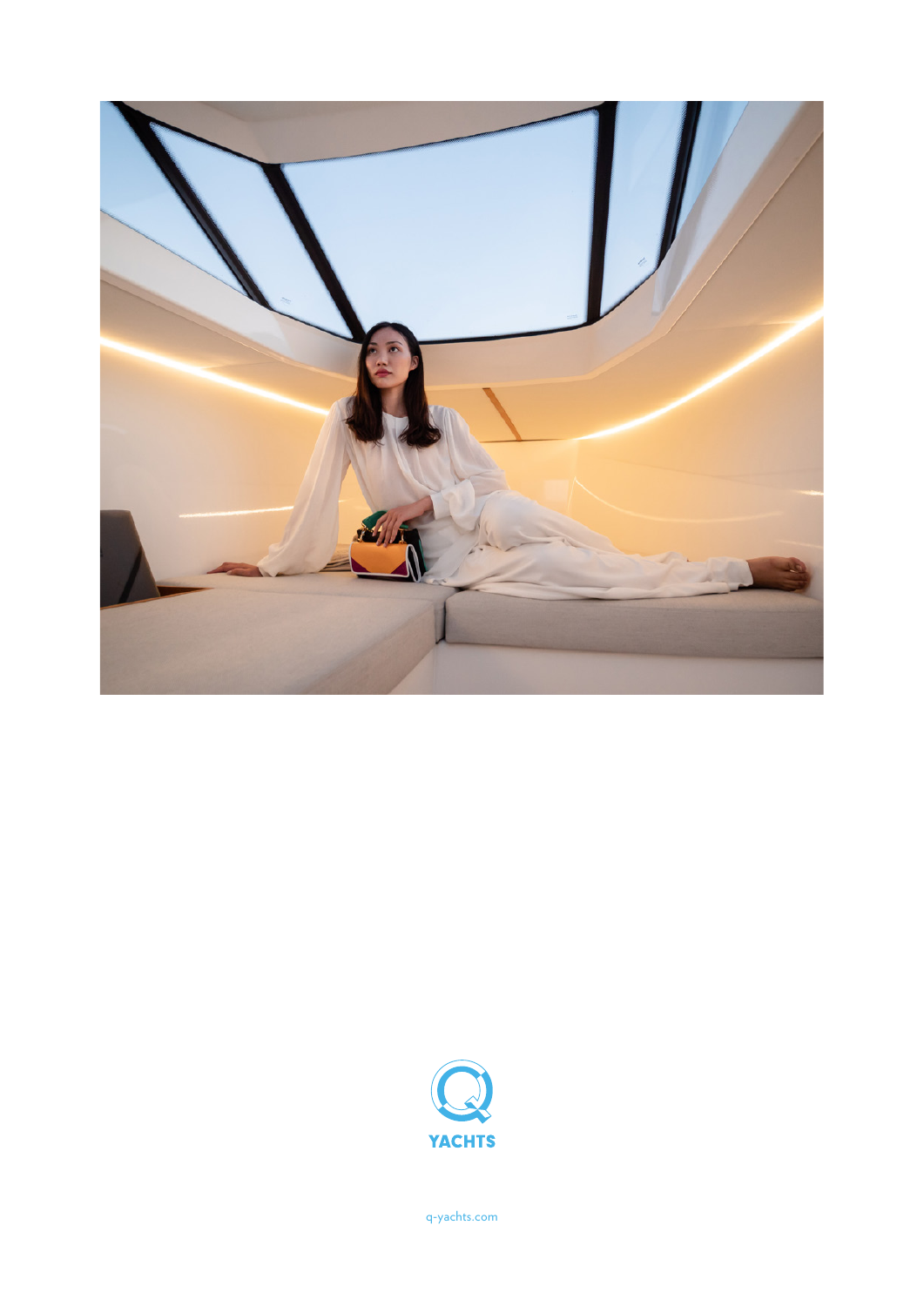Q YACHTS

q-yachts.com